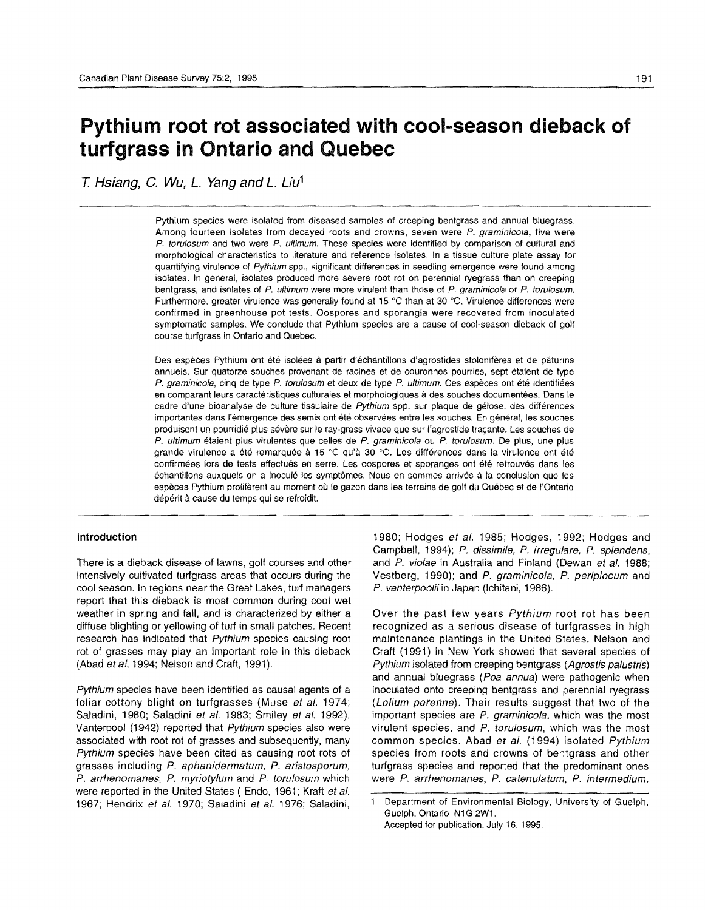# Pythium root rot associated with cool-season dieback of turfgrass in Ontario and Quebec

*T. Hsiang, C. Wu, L. Yang and L. Liu*[1]

Pythium species were isolated from diseased samples of creeping bentgrass and annual bluegrass. Among fourteen isolates from decayed roots and crowns, seven were *P. graminicola*, five were *P. torulosum* and two were *P. ultimum*. These species were identified by comparison of cultural and morphological characteristics to literature and reference isolates. In a tissue culture plate assay for quantifying virulence of *Pythium* spp., significant differences in seedling emergence were found among isolates. In general, isolates produced more severe root rot on perennial ryegrass than on creeping bentgrass, and isolates of *P. ultimum* were more virulent than those of *P. graminicola* or *P. torulosum*. Furthermore, greater virulence was generally found at 15 °C than at 30 °C. Virulence differences were confirmed in greenhouse pot tests. Oospores and sporangia were recovered from inoculated symptomatic samples. We conclude that Pythium species are a cause of cool-season dieback of golf course turfgrass in Ontario and Quebec.

Des espèces Pythium ont été isolées à partir d'échantillons d'agrostides stolonifères et de pâturins annuels. Sur quatorze souches provenant de racines et de couronnes pourries, sept étaient de type *P. graminicola*, cinq de type *P. torulosum* et deux de type *P. ultimum*. Ces espèces ont été identifiées en comparant leurs caractéristiques culturales et morphologiques à des souches documentées. Dans le cadre d'une bioanalyse de culture tissulaire de *Pythium* spp. sur plaque de gélose, des différences importantes dans l'émergence des semis ont été observées entre les souches. En général, les souches produisent un pourridié plus sévère sur le ray-grass vivace que sur l'agrostide traçante. Les souches de *P. ultimum* étaient plus virulentes que celles de *P. graminicola* ou *P. torulosum*. De plus, une plus grande virulence a été remarquée à 15 °C qu'à 30 °C. Les différences dans la virulence ont été confirmées lors de tests effectués en serre. Les oospores et sporanges ont été retrouvés dans les échantillons auxquels on a inoculé les symptômes. Nous en sommes arrivés à la conclusion que les espèces Pythium prolifèrent au moment où le gazon dans les terrains de golf du Québec et de l'Ontario dépérit à cause du temps qui se refroidit.

## Introduction

There is a dieback disease of lawns, golf courses and other intensively cultivated turfgrass areas that occurs during the cool season. In regions near the Great Lakes, turf managers report that this dieback is most common during cool wet weather in spring and fall, and is characterized by either a diffuse blighting or yellowing of turf in small patches. Recent research has indicated that *Pythium* species causing root rot of grasses may play an important role in this dieback (Abad *et al.* 1994; Nelson and Craft, 1991).

*Pythium* species have been identified as causal agents of a foliar cottony blight on turfgrasses (Muse *et al.* 1974; Saladini, 1980; Saladini *et al.* 1983; Smiley *et al.* 1992). Vanterpool (1942) reported that *Pythium* species also were associated with root rot of grasses and subsequently, many *Pythium* species have been cited as causing root rots of grasses including *P. aphanidermatum, P. aristosporum, P. arrhenomanes, P. myriotylum* and *P. torulosum* which were reported in the United States ( Endo, 1961; Kraft *et al.* 1967; Hendrix *et al.* 1970; Saladini *et al.* 1976; Saladini, 1980; Hodges *et al.* 1985; Hodges, 1992; Hodges and Campbell, 1994); *P. dissimile, P. irregulare, P. splendens,* and *P. violae* in Australia and Finland (Dewan *et al.* 1988; Vestberg, 1990); and *P. graminicola, P. periplocum* and *P. vanterpoolii* in Japan (Ichitani, 1986).

Over the past few years *Pythium* root rot has been recognized as a serious disease of turfgrasses in high maintenance plantings in the United States. Nelson and Craft (1991) in New York showed that several species of *Pythium* isolated from creeping bentgrass (*Agrostis palustris*) and annual bluegrass (*Poa annua*) were pathogenic when inoculated onto creeping bentgrass and perennial ryegrass (*Lolium perenne*). Their results suggest that two of the important species are *P. graminicola,* which was the most virulent species, and *P. torulosum*, which was the most common species. Abad *et al.* (1994) isolated *Pythium* species from roots and crowns of bentgrass and other turfgrass species and reported that the predominant ones were *P. arrhenomanes, P. catenulatum, P. intermedium,*

---

[1] Department of Environmental Biology, University of Guelph, Guelph, Ontario N1G 2W1.
Accepted for publication, July 16, 1995.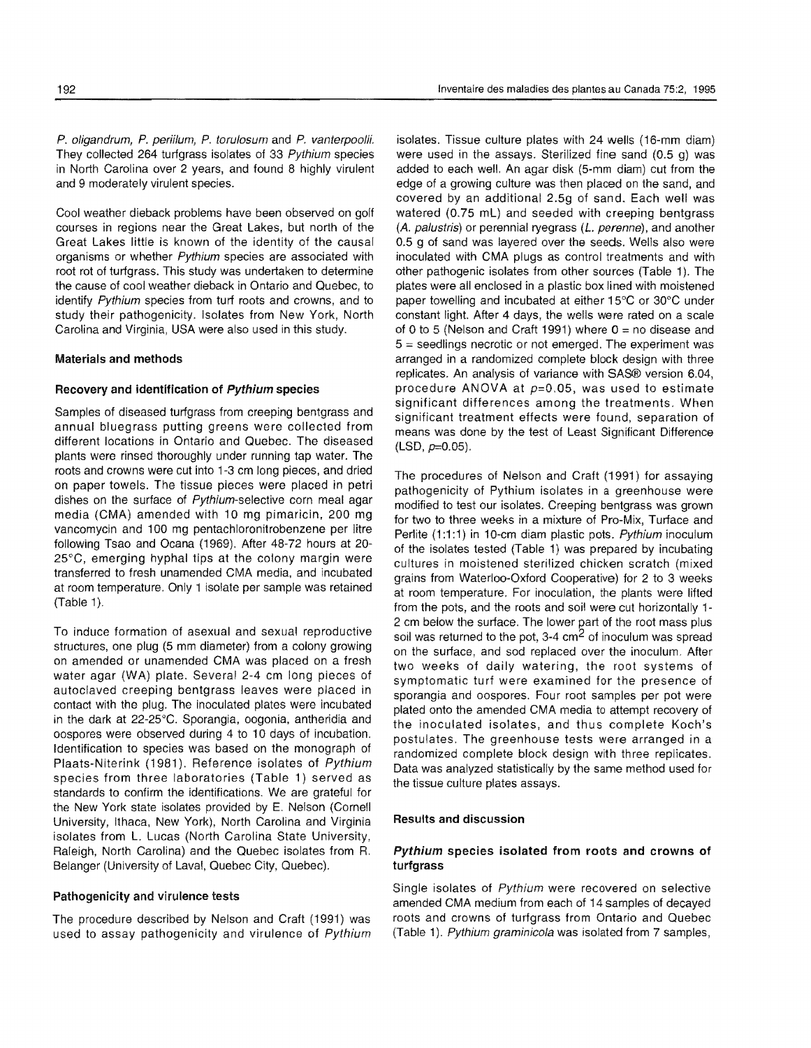*P. oligandrum*, *P. periilum*, *P. torulosum* and *P. vanterpoolii*. They collected 264 turfgrass isolates of 33 *Pythium* species in North Carolina over 2 years, and found 8 highly virulent and 9 moderately virulent species.

Cool weather dieback problems have been observed on golf courses in regions near the Great Lakes, but north of the Great Lakes little is known of the identity of the causal organisms or whether *Pythium* species are associated with root rot of turfgrass. This study was undertaken to determine the cause of cool weather dieback in Ontario and Quebec, to identify *Pythium* species from turf roots and crowns, and to study their pathogenicity. Isolates from New York, North Carolina and Virginia, USA were also used in this study.

## Materials and methods

### Recovery and identification of *Pythium* species

Samples of diseased turfgrass from creeping bentgrass and annual bluegrass putting greens were collected from different locations in Ontario and Quebec. The diseased plants were rinsed thoroughly under running tap water. The roots and crowns were cut into 1-3 cm long pieces, and dried on paper towels. The tissue pieces were placed in petri dishes on the surface of *Pythium*-selective corn meal agar media (CMA) amended with 10 mg pimaricin, 200 mg vancomycin and 100 mg pentachloronitrobenzene per litre following Tsao and Ocana (1969). After 48-72 hours at 20-25°C, emerging hyphal tips at the colony margin were transferred to fresh unamended CMA media, and incubated at room temperature. Only 1 isolate per sample was retained (Table 1).

To induce formation of asexual and sexual reproductive structures, one plug (5 mm diameter) from a colony growing on amended or unamended CMA was placed on a fresh water agar (WA) plate. Several 2-4 cm long pieces of autoclaved creeping bentgrass leaves were placed in contact with the plug. The inoculated plates were incubated in the dark at 22-25°C. Sporangia, oogonia, antheridia and oospores were observed during 4 to 10 days of incubation. Identification to species was based on the monograph of Plaats-Niterink (1981). Reference isolates of *Pythium* species from three laboratories (Table 1) served as standards to confirm the identifications. We are grateful for the New York state isolates provided by E. Nelson (Cornell University, Ithaca, New York), North Carolina and Virginia isolates from L. Lucas (North Carolina State University, Raleigh, North Carolina) and the Quebec isolates from R. Belanger (University of Laval, Quebec City, Quebec).

### Pathogenicity and virulence tests

The procedure described by Nelson and Craft (1991) was used to assay pathogenicity and virulence of *Pythium* isolates. Tissue culture plates with 24 wells (16-mm diam) were used in the assays. Sterilized fine sand (0.5 g) was added to each well. An agar disk (5-mm diam) cut from the edge of a growing culture was then placed on the sand, and covered by an additional 2.5g of sand. Each well was watered (0.75 mL) and seeded with creeping bentgrass (*A. palustris*) or perennial ryegrass (*L. perenne*), and another 0.5 g of sand was layered over the seeds. Wells also were inoculated with CMA plugs as control treatments and with other pathogenic isolates from other sources (Table 1). The plates were all enclosed in a plastic box lined with moistened paper towelling and incubated at either 15°C or 30°C under constant light. After 4 days, the wells were rated on a scale of 0 to 5 (Nelson and Craft 1991) where 0 = no disease and 5 = seedlings necrotic or not emerged. The experiment was arranged in a randomized complete block design with three replicates. An analysis of variance with SAS® version 6.04, procedure ANOVA at $p$=0.05, was used to estimate significant differences among the treatments. When significant treatment effects were found, separation of means was done by the test of Least Significant Difference (LSD, $p$=0.05).

The procedures of Nelson and Craft (1991) for assaying pathogenicity of Pythium isolates in a greenhouse were modified to test our isolates. Creeping bentgrass was grown for two to three weeks in a mixture of Pro-Mix, Turface and Perlite (1:1:1) in 10-cm diam plastic pots. *Pythium* inoculum of the isolates tested (Table 1) was prepared by incubating cultures in moistened sterilized chicken scratch (mixed grains from Waterloo-Oxford Cooperative) for 2 to 3 weeks at room temperature. For inoculation, the plants were lifted from the pots, and the roots and soil were cut horizontally 1-2 cm below the surface. The lower part of the root mass plus soil was returned to the pot, 3-4 $cm^2$ of inoculum was spread on the surface, and sod replaced over the inoculum. After two weeks of daily watering, the root systems of symptomatic turf were examined for the presence of sporangia and oospores. Four root samples per pot were plated onto the amended CMA media to attempt recovery of the inoculated isolates, and thus complete Koch's postulates. The greenhouse tests were arranged in a randomized complete block design with three replicates. Data was analyzed statistically by the same method used for the tissue culture plates assays.

## Results and discussion

### *Pythium* species isolated from roots and crowns of turfgrass

Single isolates of *Pythium* were recovered on selective amended CMA medium from each of 14 samples of decayed roots and crowns of turfgrass from Ontario and Quebec (Table 1). *Pythium graminicola* was isolated from 7 samples,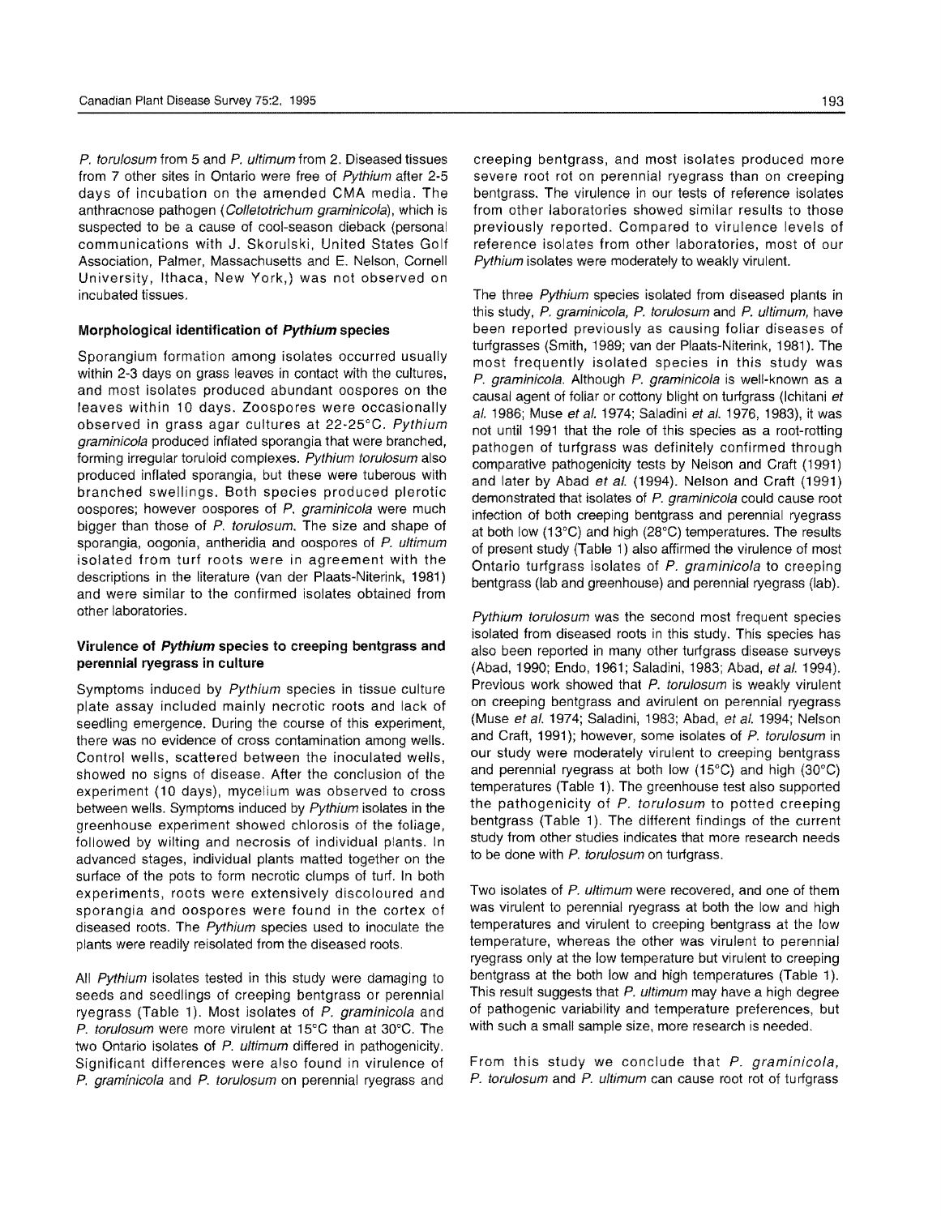*P. torulosum* from 5 and *P. ultimum* from 2. Diseased tissues from 7 other sites in Ontario were free of *Pythium* after 2-5 days of incubation on the amended CMA media. The anthracnose pathogen (*Colletotrichum graminicola*), which is suspected to be a cause of cool-season dieback (personal communications with J. Skorulski, United States Golf Association, Palmer, Massachusetts and E. Nelson, Cornell University, Ithaca, New York,) was not observed on incubated tissues.

### Morphological identification of *Pythium* species

Sporangium formation among isolates occurred usually within 2-3 days on grass leaves in contact with the cultures, and most isolates produced abundant oospores on the leaves within 10 days. Zoospores were occasionally observed in grass agar cultures at 22-25°C. *Pythium graminicola* produced inflated sporangia that were branched, forming irregular toruloid complexes. *Pythium torulosum* also produced inflated sporangia, but these were tuberous with branched swellings. Both species produced plerotic oospores; however oospores of *P. graminicola* were much bigger than those of *P. torulosum*. The size and shape of sporangia, oogonia, antheridia and oospores of *P. ultimum* isolated from turf roots were in agreement with the descriptions in the literature (van der Plaats-Niterink, 1981) and were similar to the confirmed isolates obtained from other laboratories.

### Virulence of *Pythium* species to creeping bentgrass and perennial ryegrass in culture

Symptoms induced by *Pythium* species in tissue culture plate assay included mainly necrotic roots and lack of seedling emergence. During the course of this experiment, there was no evidence of cross contamination among wells. Control wells, scattered between the inoculated wells, showed no signs of disease. After the conclusion of the experiment (10 days), mycelium was observed to cross between wells. Symptoms induced by *Pythium* isolates in the greenhouse experiment showed chlorosis of the foliage, followed by wilting and necrosis of individual plants. In advanced stages, individual plants matted together on the surface of the pots to form necrotic clumps of turf. In both experiments, roots were extensively discoloured and sporangia and oospores were found in the cortex of diseased roots. The *Pythium* species used to inoculate the plants were readily reisolated from the diseased roots.

All *Pythium* isolates tested in this study were damaging to seeds and seedlings of creeping bentgrass or perennial ryegrass (Table 1). Most isolates of *P. graminicola* and *P. torulosum* were more virulent at 15°C than at 30°C. The two Ontario isolates of *P. ultimum* differed in pathogenicity. Significant differences were also found in virulence of *P. graminicola* and *P. torulosum* on perennial ryegrass and creeping bentgrass, and most isolates produced more severe root rot on perennial ryegrass than on creeping bentgrass. The virulence in our tests of reference isolates from other laboratories showed similar results to those previously reported. Compared to virulence levels of reference isolates from other laboratories, most of our *Pythium* isolates were moderately to weakly virulent.

The three *Pythium* species isolated from diseased plants in this study, *P. graminicola, P. torulosum* and *P. ultimum,* have been reported previously as causing foliar diseases of turfgrasses (Smith, 1989; van der Plaats-Niterink, 1981). The most frequently isolated species in this study was *P. graminicola*. Although *P. graminicola* is well-known as a causal agent of foliar or cottony blight on turfgrass (Ichitani *et al.* 1986; Muse *et al.* 1974; Saladini *et al.* 1976, 1983), it was not until 1991 that the role of this species as a root-rotting pathogen of turfgrass was definitely confirmed through comparative pathogenicity tests by Nelson and Craft (1991) and later by Abad *et al.* (1994). Nelson and Craft (1991) demonstrated that isolates of *P. graminicola* could cause root infection of both creeping bentgrass and perennial ryegrass at both low (13°C) and high (28°C) temperatures. The results of present study (Table 1) also affirmed the virulence of most Ontario turfgrass isolates of *P. graminicola* to creeping bentgrass (lab and greenhouse) and perennial ryegrass (lab).

*Pythium torulosum* was the second most frequent species isolated from diseased roots in this study. This species has also been reported in many other turfgrass disease surveys (Abad, 1990; Endo, 1961; Saladini, 1983; Abad, *et al.* 1994). Previous work showed that *P. torulosum* is weakly virulent on creeping bentgrass and avirulent on perennial ryegrass (Muse *et al.* 1974; Saladini, 1983; Abad, *et al.* 1994; Nelson and Craft, 1991); however, some isolates of *P. torulosum* in our study were moderately virulent to creeping bentgrass and perennial ryegrass at both low (15°C) and high (30°C) temperatures (Table 1). The greenhouse test also supported the pathogenicity of *P. torulosum* to potted creeping bentgrass (Table 1). The different findings of the current study from other studies indicates that more research needs to be done with *P. torulosum* on turfgrass.

Two isolates of *P. ultimum* were recovered, and one of them was virulent to perennial ryegrass at both the low and high temperatures and virulent to creeping bentgrass at the low temperature, whereas the other was virulent to perennial ryegrass only at the low temperature but virulent to creeping bentgrass at the both low and high temperatures (Table 1). This result suggests that *P. ultimum* may have a high degree of pathogenic variability and temperature preferences, but with such a small sample size, more research is needed.

From this study we conclude that *P. graminicola, P. torulosum* and *P. ultimum* can cause root rot of turfgrass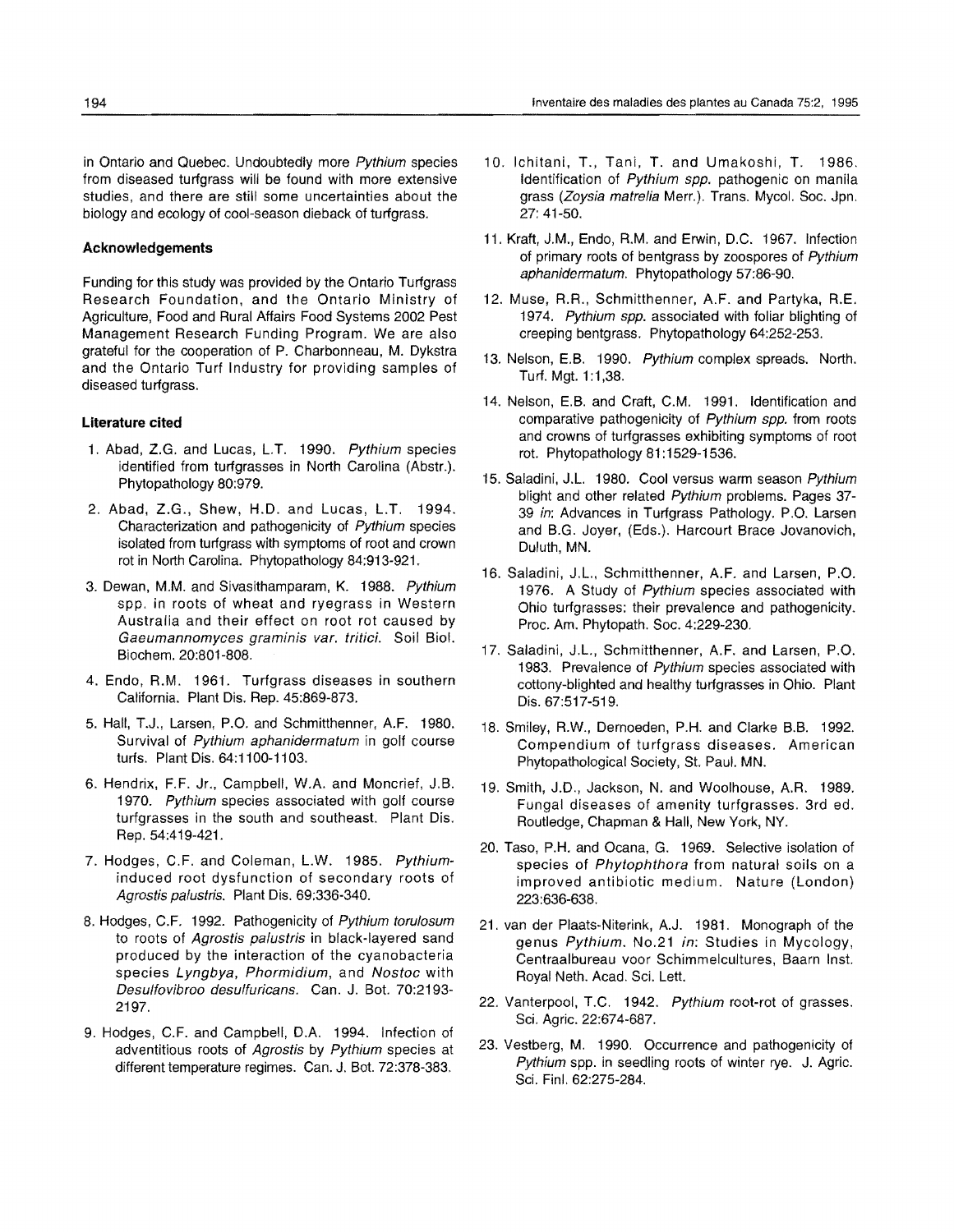in Ontario and Quebec. Undoubtedly more *Pythium* species from diseased turfgrass will be found with more extensive studies, and there are still some uncertainties about the biology and ecology of cool-season dieback of turfgrass.

### Acknowledgements

Funding for this study was provided by the Ontario Turfgrass Research Foundation, and the Ontario Ministry of Agriculture, Food and Rural Affairs Food Systems 2002 Pest Management Research Funding Program. We are also grateful for the cooperation of P. Charbonneau, M. Dykstra and the Ontario Turf Industry for providing samples of diseased turfgrass.

### Literature cited

1. Abad, Z.G. and Lucas, L.T. 1990. *Pythium* species identified from turfgrasses in North Carolina (Abstr.). Phytopathology 80:979.
2. Abad, Z.G., Shew, H.D. and Lucas, L.T. 1994. Characterization and pathogenicity of *Pythium* species isolated from turfgrass with symptoms of root and crown rot in North Carolina. Phytopathology 84:913-921.
3. Dewan, M.M. and Sivasithamparam, K. 1988. *Pythium* spp. in roots of wheat and ryegrass in Western Australia and their effect on root rot caused by *Gaeumannomyces graminis var. tritici*. Soil Biol. Biochem. 20:801-808.
4. Endo, R.M. 1961. Turfgrass diseases in southern California. Plant Dis. Rep. 45:869-873.
5. Hall, T.J., Larsen, P.O. and Schmitthenner, A.F. 1980. Survival of *Pythium aphanidermatum* in golf course turfs. Plant Dis. 64:1100-1103.
6. Hendrix, F.F. Jr., Campbell, W.A. and Moncrief, J.B. 1970. *Pythium* species associated with golf course turfgrasses in the south and southeast. Plant Dis. Rep. 54:419-421.
7. Hodges, C.F. and Coleman, L.W. 1985. *Pythium*-induced root dysfunction of secondary roots of *Agrostis palustris*. Plant Dis. 69:336-340.
8. Hodges, C.F. 1992. Pathogenicity of *Pythium torulosum* to roots of *Agrostis palustris* in black-layered sand produced by the interaction of the cyanobacteria species *Lyngbya*, *Phormidium*, and *Nostoc* with *Desulfovibroo desulfuricans*. Can. J. Bot. 70:2193-2197.
9. Hodges, C.F. and Campbell, D.A. 1994. Infection of adventitious roots of *Agrostis* by *Pythium* species at different temperature regimes. Can. J. Bot. 72:378-383.
10. Ichitani, T., Tani, T. and Umakoshi, T. 1986. Identification of *Pythium spp.* pathogenic on manila grass (*Zoysia matrelia* Merr.). Trans. Mycol. Soc. Jpn. 27: 41-50.
11. Kraft, J.M., Endo, R.M. and Erwin, D.C. 1967. Infection of primary roots of bentgrass by zoospores of *Pythium aphanidermatum*. Phytopathology 57:86-90.
12. Muse, R.R., Schmitthenner, A.F. and Partyka, R.E. 1974. *Pythium spp.* associated with foliar blighting of creeping bentgrass. Phytopathology 64:252-253.
13. Nelson, E.B. 1990. *Pythium* complex spreads. North. Turf. Mgt. 1:1,38.
14. Nelson, E.B. and Craft, C.M. 1991. Identification and comparative pathogenicity of *Pythium spp.* from roots and crowns of turfgrasses exhibiting symptoms of root rot. Phytopathology 81:1529-1536.
15. Saladini, J.L. 1980. Cool versus warm season *Pythium* blight and other related *Pythium* problems. Pages 37-39 *in*: Advances in Turfgrass Pathology. P.O. Larsen and B.G. Joyer, (Eds.). Harcourt Brace Jovanovich, Duluth, MN.
16. Saladini, J.L., Schmitthenner, A.F. and Larsen, P.O. 1976. A Study of *Pythium* species associated with Ohio turfgrasses: their prevalence and pathogenicity. Proc. Am. Phytopath. Soc. 4:229-230.
17. Saladini, J.L., Schmitthenner, A.F. and Larsen, P.O. 1983. Prevalence of *Pythium* species associated with cottony-blighted and healthy turfgrasses in Ohio. Plant Dis. 67:517-519.
18. Smiley, R.W., Dernoeden, P.H. and Clarke B.B. 1992. Compendium of turfgrass diseases. American Phytopathological Society, St. Paul. MN.
19. Smith, J.D., Jackson, N. and Woolhouse, A.R. 1989. Fungal diseases of amenity turfgrasses. 3rd ed. Routledge, Chapman & Hall, New York, NY.
20. Taso, P.H. and Ocana, G. 1969. Selective isolation of species of *Phytophthora* from natural soils on a improved antibiotic medium. Nature (London) 223:636-638.
21. van der Plaats-Niterink, A.J. 1981. Monograph of the genus *Pythium*. No.21 *in*: Studies in Mycology, Centraalbureau voor Schimmelcultures, Baarn Inst. Royal Neth. Acad. Sci. Lett.
22. Vanterpool, T.C. 1942. *Pythium* root-rot of grasses. Sci. Agric. 22:674-687.
23. Vestberg, M. 1990. Occurrence and pathogenicity of *Pythium* spp. in seedling roots of winter rye. J. Agric. Sci. Finl. 62:275-284.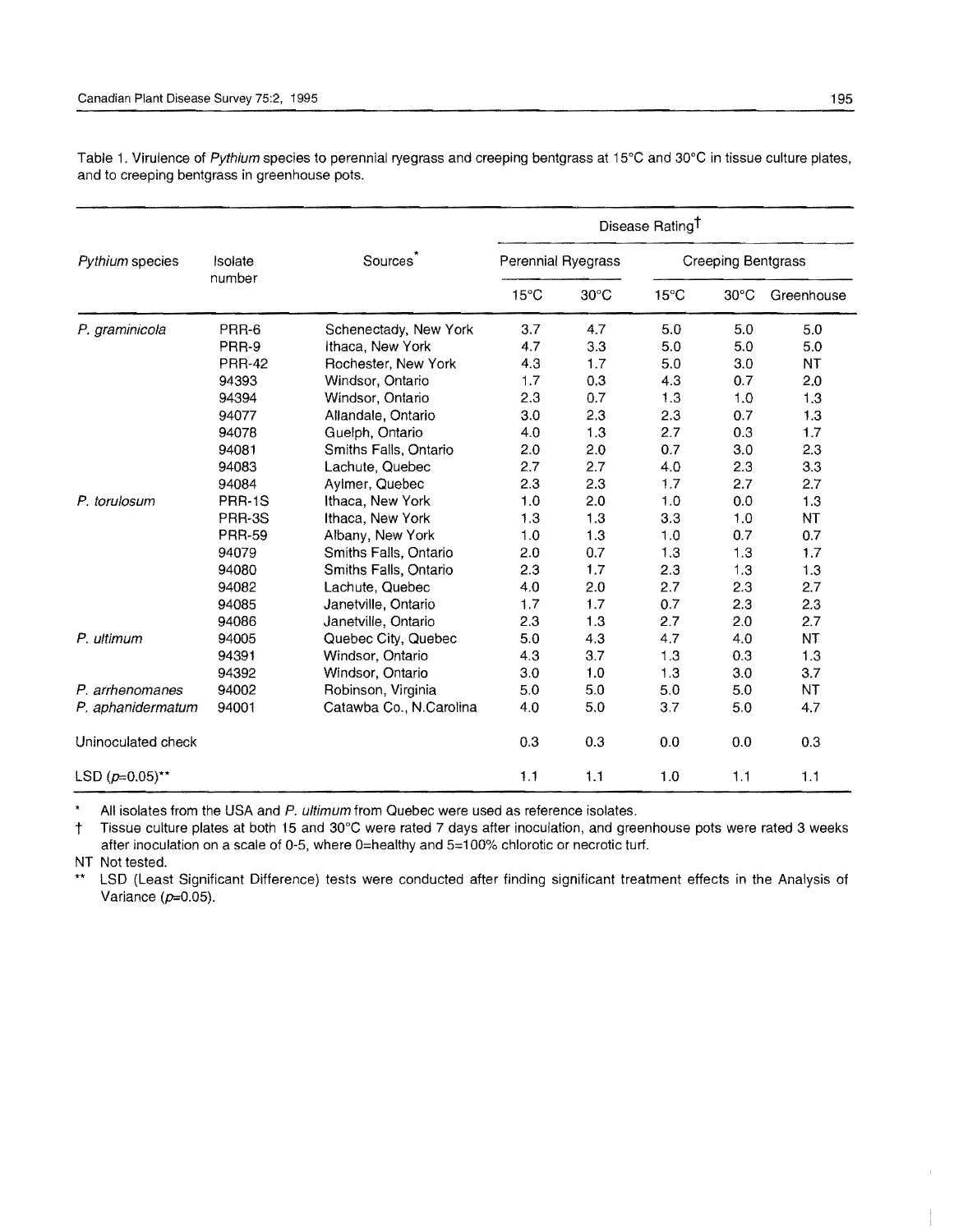Table 1. Virulence of *Pythium* species to perennial ryegrass and creeping bentgrass at 15°C and 30°C in tissue culture plates, and to creeping bentgrass in greenhouse pots.

| *Pythium* species | Isolate number | Sources* | Disease Rating† | | | | |
|---|---|---|---|---|---|---|---|
| | | | Perennial Ryegrass | | Creeping Bentgrass | | |
| | | | 15°C | 30°C | 15°C | 30°C | Greenhouse |
| *P. graminicola* | PRR-6 | Schenectady, New York | 3.7 | 4.7 | 5.0 | 5.0 | 5.0 |
| | PRR-9 | Ithaca, New York | 4.7 | 3.3 | 5.0 | 5.0 | 5.0 |
| | PRR-42 | Rochester, New York | 4.3 | 1.7 | 5.0 | 3.0 | NT |
| | 94393 | Windsor, Ontario | 1.7 | 0.3 | 4.3 | 0.7 | 2.0 |
| | 94394 | Windsor, Ontario | 2.3 | 0.7 | 1.3 | 1.0 | 1.3 |
| | 94077 | Allandale, Ontario | 3.0 | 2.3 | 2.3 | 0.7 | 1.3 |
| | 94078 | Guelph, Ontario | 4.0 | 1.3 | 2.7 | 0.3 | 1.7 |
| | 94081 | Smiths Falls, Ontario | 2.0 | 2.0 | 0.7 | 3.0 | 2.3 |
| | 94083 | Lachute, Quebec | 2.7 | 2.7 | 4.0 | 2.3 | 3.3 |
| | 94084 | Aylmer, Quebec | 2.3 | 2.3 | 1.7 | 2.7 | 2.7 |
| *P. torulosum* | PRR-1S | Ithaca, New York | 1.0 | 2.0 | 1.0 | 0.0 | 1.3 |
| | PRR-3S | Ithaca, New York | 1.3 | 1.3 | 3.3 | 1.0 | NT |
| | PRR-59 | Albany, New York | 1.0 | 1.3 | 1.0 | 0.7 | 0.7 |
| | 94079 | Smiths Falls, Ontario | 2.0 | 0.7 | 1.3 | 1.3 | 1.7 |
| | 94080 | Smiths Falls, Ontario | 2.3 | 1.7 | 2.3 | 1.3 | 1.3 |
| | 94082 | Lachute, Quebec | 4.0 | 2.0 | 2.7 | 2.3 | 2.7 |
| | 94085 | Janetville, Ontario | 1.7 | 1.7 | 0.7 | 2.3 | 2.3 |
| | 94086 | Janetville, Ontario | 2.3 | 1.3 | 2.7 | 2.0 | 2.7 |
| *P. ultimum* | 94005 | Quebec City, Quebec | 5.0 | 4.3 | 4.7 | 4.0 | NT |
| | 94391 | Windsor, Ontario | 4.3 | 3.7 | 1.3 | 0.3 | 1.3 |
| | 94392 | Windsor, Ontario | 3.0 | 1.0 | 1.3 | 3.0 | 3.7 |
| *P. arrhenomanes* | 94002 | Robinson, Virginia | 5.0 | 5.0 | 5.0 | 5.0 | NT |
| *P. aphanidermatum* | 94001 | Catawba Co., N.Carolina | 4.0 | 5.0 | 3.7 | 5.0 | 4.7 |
| Uninoculated check | | | 0.3 | 0.3 | 0.0 | 0.0 | 0.3 |
| LSD ($p$=0.05)** | | | 1.1 | 1.1 | 1.0 | 1.1 | 1.1 |

\* All isolates from the USA and *P. ultimum* from Quebec were used as reference isolates.

† Tissue culture plates at both 15 and 30°C were rated 7 days after inoculation, and greenhouse pots were rated 3 weeks after inoculation on a scale of 0-5, where 0=healthy and 5=100% chlorotic or necrotic turf.

NT Not tested.

** LSD (Least Significant Difference) tests were conducted after finding significant treatment effects in the Analysis of Variance ($p$=0.05).